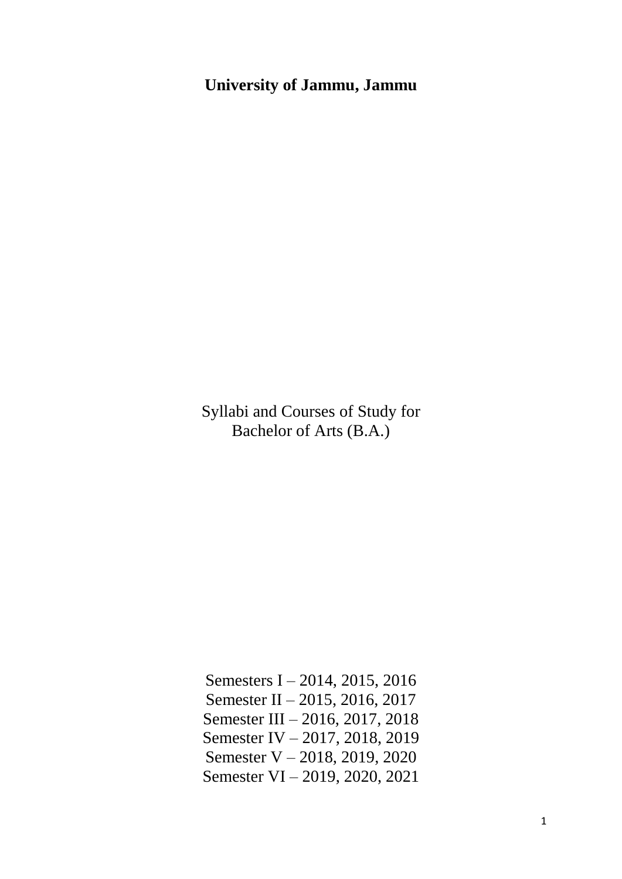# University of Jammu, Jammu

Syllabi and Courses of Study for
Bachelor of Arts (B.A.)

Semesters I – 2014, 2015, 2016
Semester II – 2015, 2016, 2017
Semester III – 2016, 2017, 2018
Semester IV – 2017, 2018, 2019
Semester V – 2018, 2019, 2020
Semester VI – 2019, 2020, 2021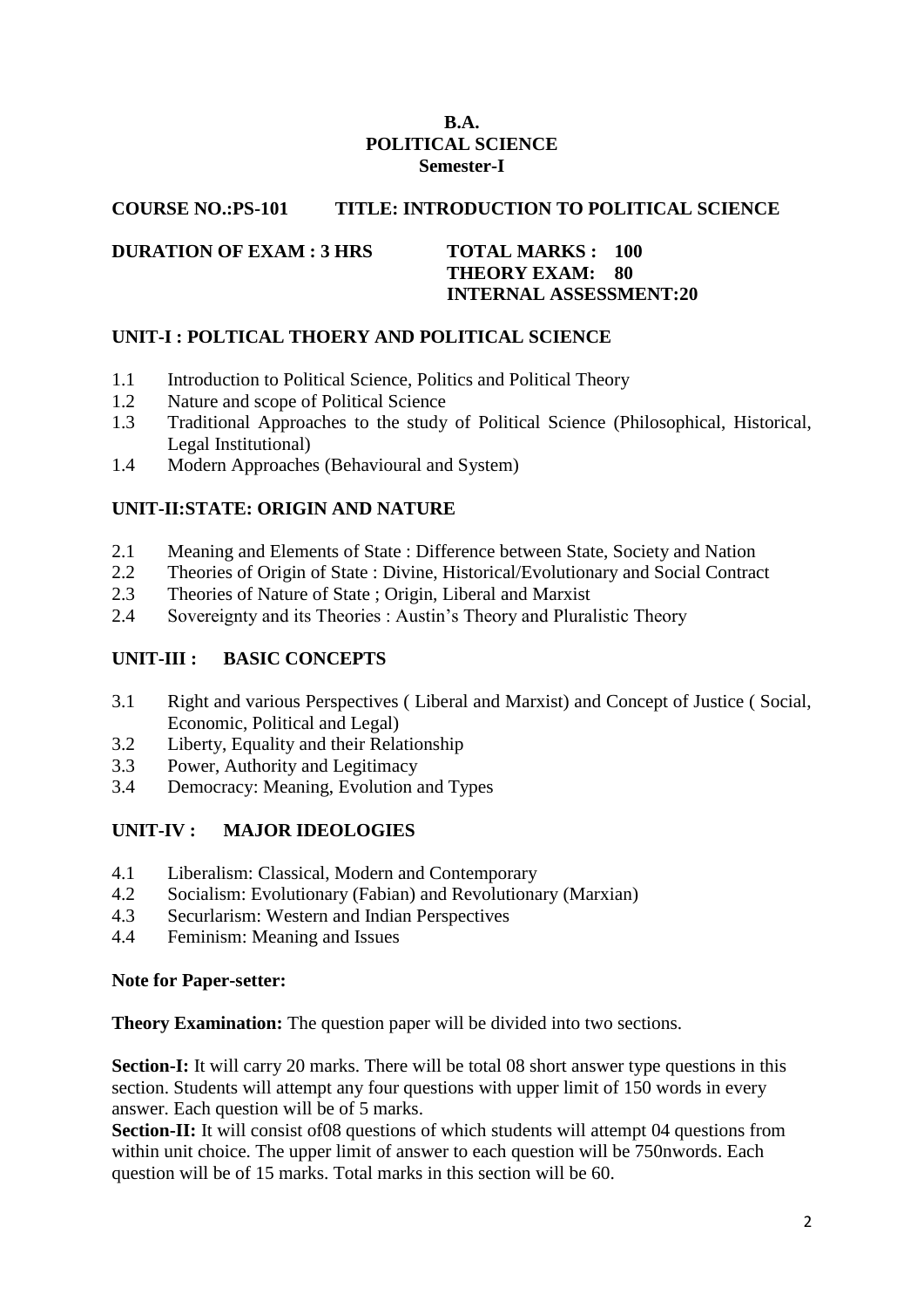**B.A.**
**POLITICAL SCIENCE**
**Semester-I**

**COURSE NO.:PS-101 TITLE: INTRODUCTION TO POLITICAL SCIENCE**

**DURATION OF EXAM : 3 HRS**

**TOTAL MARKS : 100**
**THEORY EXAM: 80**
**INTERNAL ASSESSMENT:20**

## UNIT-I : POLTICAL THOERY AND POLITICAL SCIENCE

1.1 Introduction to Political Science, Politics and Political Theory
1.2 Nature and scope of Political Science
1.3 Traditional Approaches to the study of Political Science (Philosophical, Historical, Legal Institutional)
1.4 Modern Approaches (Behavioural and System)

## UNIT-II:STATE: ORIGIN AND NATURE

2.1 Meaning and Elements of State : Difference between State, Society and Nation
2.2 Theories of Origin of State : Divine, Historical/Evolutionary and Social Contract
2.3 Theories of Nature of State ; Origin, Liberal and Marxist
2.4 Sovereignty and its Theories : Austin's Theory and Pluralistic Theory

## UNIT-III : BASIC CONCEPTS

3.1 Right and various Perspectives ( Liberal and Marxist) and Concept of Justice ( Social, Economic, Political and Legal)
3.2 Liberty, Equality and their Relationship
3.3 Power, Authority and Legitimacy
3.4 Democracy: Meaning, Evolution and Types

## UNIT-IV : MAJOR IDEOLOGIES

4.1 Liberalism: Classical, Modern and Contemporary
4.2 Socialism: Evolutionary (Fabian) and Revolutionary (Marxian)
4.3 Securlarism: Western and Indian Perspectives
4.4 Feminism: Meaning and Issues

**Note for Paper-setter:**

**Theory Examination:** The question paper will be divided into two sections.

**Section-I:** It will carry 20 marks. There will be total 08 short answer type questions in this section. Students will attempt any four questions with upper limit of 150 words in every answer. Each question will be of 5 marks.

**Section-II:** It will consist of08 questions of which students will attempt 04 questions from within unit choice. The upper limit of answer to each question will be 750nwords. Each question will be of 15 marks. Total marks in this section will be 60.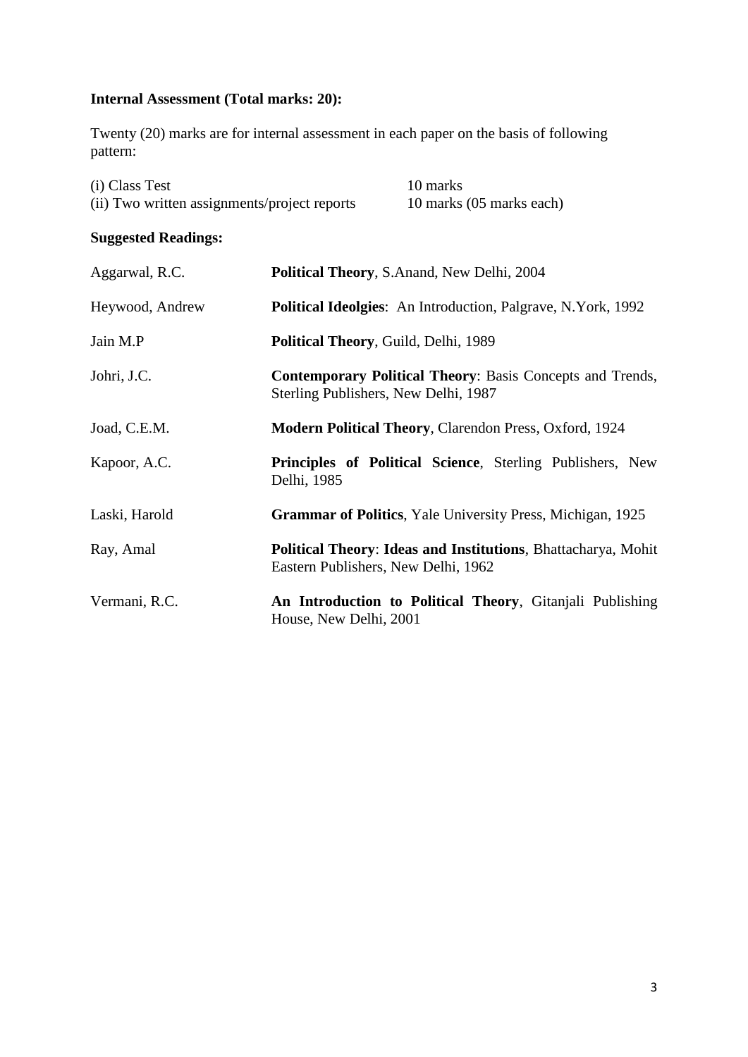**Internal Assessment (Total marks: 20):**

Twenty (20) marks are for internal assessment in each paper on the basis of following pattern:

| | |
|---|---|
| (i) Class Test | 10 marks |
| (ii) Two written assignments/project reports | 10 marks (05 marks each) |

**Suggested Readings:**

| | |
|---|---|
| Aggarwal, R.C. | **Political Theory**, S.Anand, New Delhi, 2004 |
| Heywood, Andrew | **Political Ideolgies**: An Introduction, Palgrave, N.York, 1992 |
| Jain M.P | **Political Theory**, Guild, Delhi, 1989 |
| Johri, J.C. | **Contemporary Political Theory**: Basis Concepts and Trends, Sterling Publishers, New Delhi, 1987 |
| Joad, C.E.M. | **Modern Political Theory**, Clarendon Press, Oxford, 1924 |
| Kapoor, A.C. | **Principles of Political Science**, Sterling Publishers, New Delhi, 1985 |
| Laski, Harold | **Grammar of Politics**, Yale University Press, Michigan, 1925 |
| Ray, Amal | **Political Theory**: **Ideas and Institutions**, Bhattacharya, Mohit Eastern Publishers, New Delhi, 1962 |
| Vermani, R.C. | **An Introduction to Political Theory**, Gitanjali Publishing House, New Delhi, 2001 |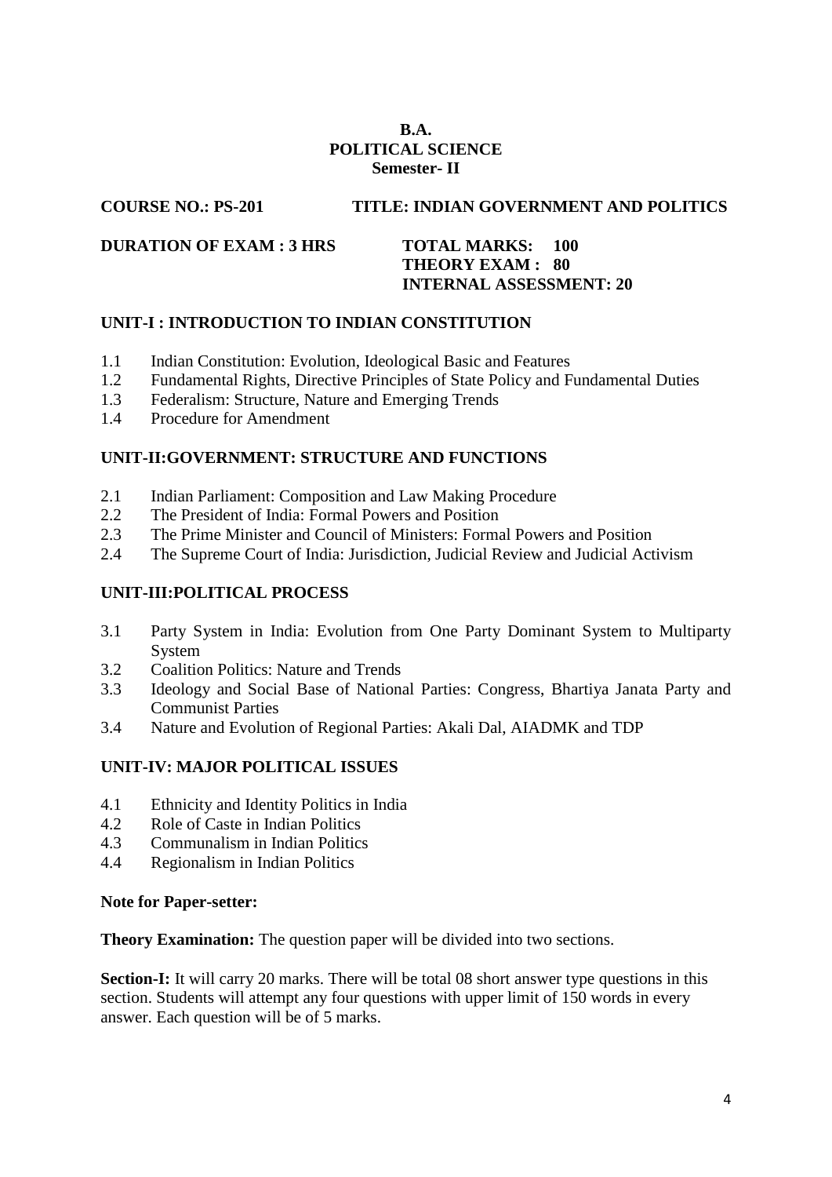**B.A.**
**POLITICAL SCIENCE**
**Semester- II**

**COURSE NO.: PS-201** **TITLE: INDIAN GOVERNMENT AND POLITICS**

**DURATION OF EXAM : 3 HRS** **TOTAL MARKS: 100**
**THEORY EXAM : 80**
**INTERNAL ASSESSMENT: 20**

## UNIT-I : INTRODUCTION TO INDIAN CONSTITUTION

1.1 Indian Constitution: Evolution, Ideological Basic and Features
1.2 Fundamental Rights, Directive Principles of State Policy and Fundamental Duties
1.3 Federalism: Structure, Nature and Emerging Trends
1.4 Procedure for Amendment

## UNIT-II:GOVERNMENT: STRUCTURE AND FUNCTIONS

2.1 Indian Parliament: Composition and Law Making Procedure
2.2 The President of India: Formal Powers and Position
2.3 The Prime Minister and Council of Ministers: Formal Powers and Position
2.4 The Supreme Court of India: Jurisdiction, Judicial Review and Judicial Activism

## UNIT-III:POLITICAL PROCESS

3.1 Party System in India: Evolution from One Party Dominant System to Multiparty System
3.2 Coalition Politics: Nature and Trends
3.3 Ideology and Social Base of National Parties: Congress, Bhartiya Janata Party and Communist Parties
3.4 Nature and Evolution of Regional Parties: Akali Dal, AIADMK and TDP

## UNIT-IV: MAJOR POLITICAL ISSUES

4.1 Ethnicity and Identity Politics in India
4.2 Role of Caste in Indian Politics
4.3 Communalism in Indian Politics
4.4 Regionalism in Indian Politics

**Note for Paper-setter:**

**Theory Examination:** The question paper will be divided into two sections.

**Section-I:** It will carry 20 marks. There will be total 08 short answer type questions in this section. Students will attempt any four questions with upper limit of 150 words in every answer. Each question will be of 5 marks.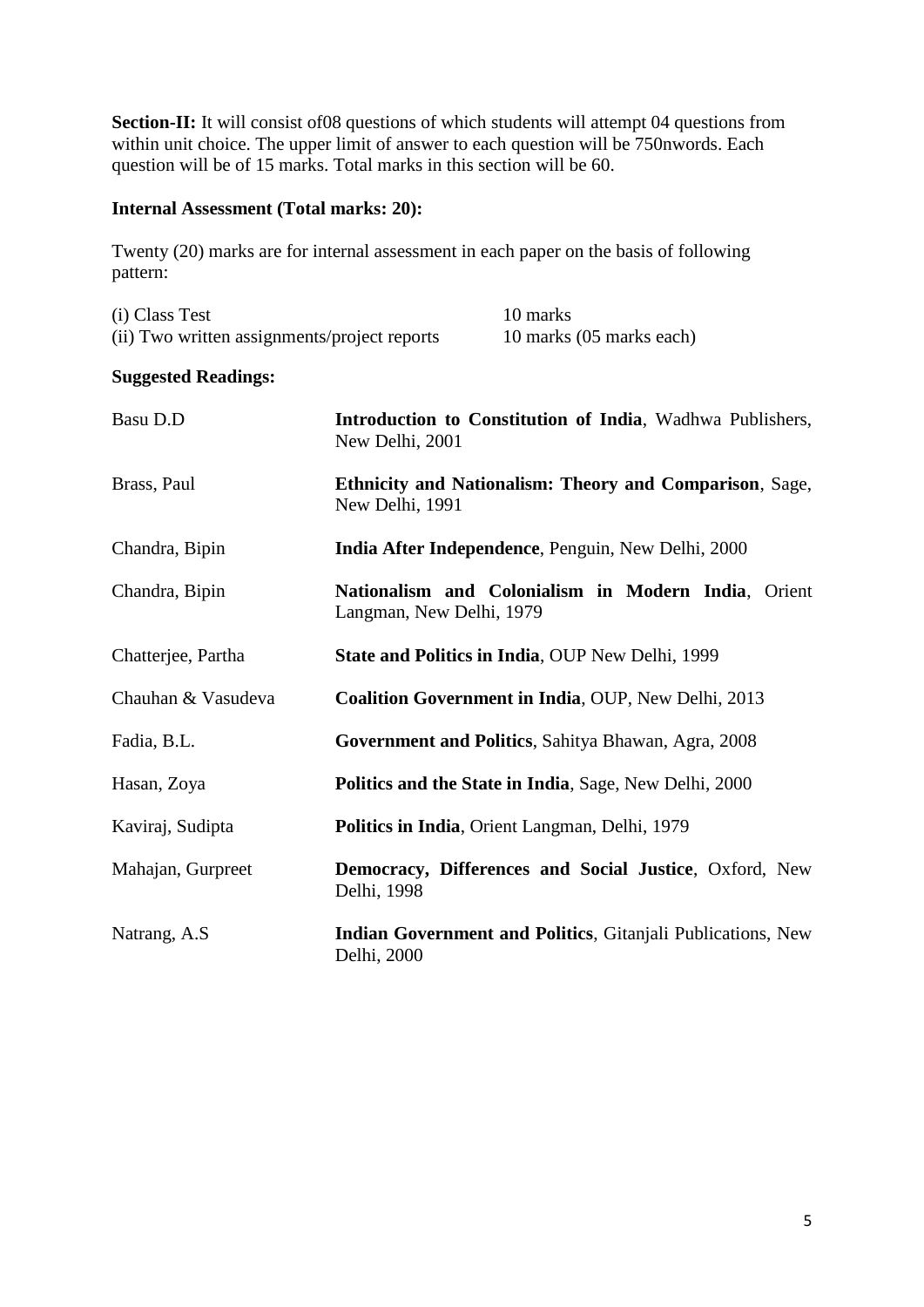**Section-II:** It will consist of08 questions of which students will attempt 04 questions from within unit choice. The upper limit of answer to each question will be 750nwords. Each question will be of 15 marks. Total marks in this section will be 60.

**Internal Assessment (Total marks: 20):**

Twenty (20) marks are for internal assessment in each paper on the basis of following pattern:

| | |
|---|---|
| (i) Class Test | 10 marks |
| (ii) Two written assignments/project reports | 10 marks (05 marks each) |

**Suggested Readings:**

| | |
|---|---|
| Basu D.D | **Introduction to Constitution of India**, Wadhwa Publishers, New Delhi, 2001 |
| Brass, Paul | **Ethnicity and Nationalism: Theory and Comparison**, Sage, New Delhi, 1991 |
| Chandra, Bipin | **India After Independence**, Penguin, New Delhi, 2000 |
| Chandra, Bipin | **Nationalism and Colonialism in Modern India**, Orient Langman, New Delhi, 1979 |
| Chatterjee, Partha | **State and Politics in India**, OUP New Delhi, 1999 |
| Chauhan & Vasudeva | **Coalition Government in India**, OUP, New Delhi, 2013 |
| Fadia, B.L. | **Government and Politics**, Sahitya Bhawan, Agra, 2008 |
| Hasan, Zoya | **Politics and the State in India**, Sage, New Delhi, 2000 |
| Kaviraj, Sudipta | **Politics in India**, Orient Langman, Delhi, 1979 |
| Mahajan, Gurpreet | **Democracy, Differences and Social Justice**, Oxford, New Delhi, 1998 |
| Natrang, A.S | **Indian Government and Politics**, Gitanjali Publications, New Delhi, 2000 |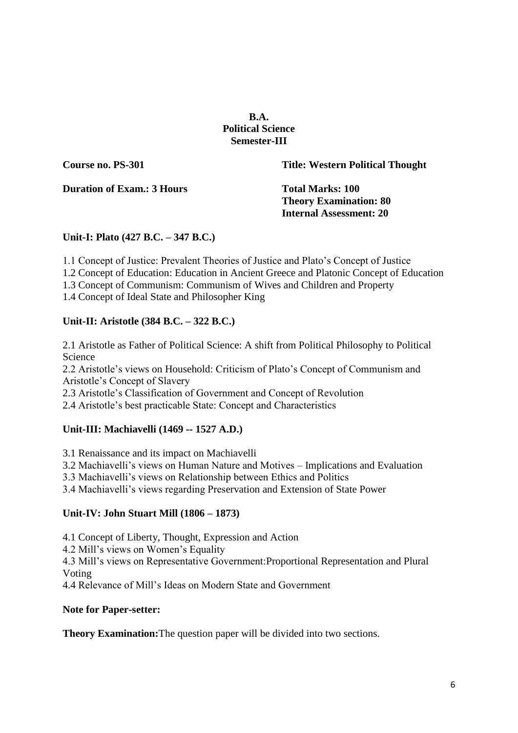**B.A.**
**Political Science**
**Semester-III**

**Course no. PS-301** **Title: Western Political Thought**

**Duration of Exam.: 3 Hours** **Total Marks: 100**
**Theory Examination: 80**
**Internal Assessment: 20**

**Unit-I: Plato (427 B.C. – 347 B.C.)**

1.1 Concept of Justice: Prevalent Theories of Justice and Plato's Concept of Justice
1.2 Concept of Education: Education in Ancient Greece and Platonic Concept of Education
1.3 Concept of Communism: Communism of Wives and Children and Property
1.4 Concept of Ideal State and Philosopher King

**Unit-II: Aristotle (384 B.C. – 322 B.C.)**

2.1 Aristotle as Father of Political Science: A shift from Political Philosophy to Political Science
2.2 Aristotle's views on Household: Criticism of Plato's Concept of Communism and Aristotle's Concept of Slavery
2.3 Aristotle's Classification of Government and Concept of Revolution
2.4 Aristotle's best practicable State: Concept and Characteristics

**Unit-III: Machiavelli (1469 -- 1527 A.D.)**

3.1 Renaissance and its impact on Machiavelli
3.2 Machiavelli's views on Human Nature and Motives – Implications and Evaluation
3.3 Machiavelli's views on Relationship between Ethics and Politics
3.4 Machiavelli's views regarding Preservation and Extension of State Power

**Unit-IV: John Stuart Mill (1806 – 1873)**

4.1 Concept of Liberty, Thought, Expression and Action
4.2 Mill's views on Women's Equality
4.3 Mill's views on Representative Government:Proportional Representation and Plural Voting
4.4 Relevance of Mill's Ideas on Modern State and Government

**Note for Paper-setter:**

**Theory Examination:**The question paper will be divided into two sections.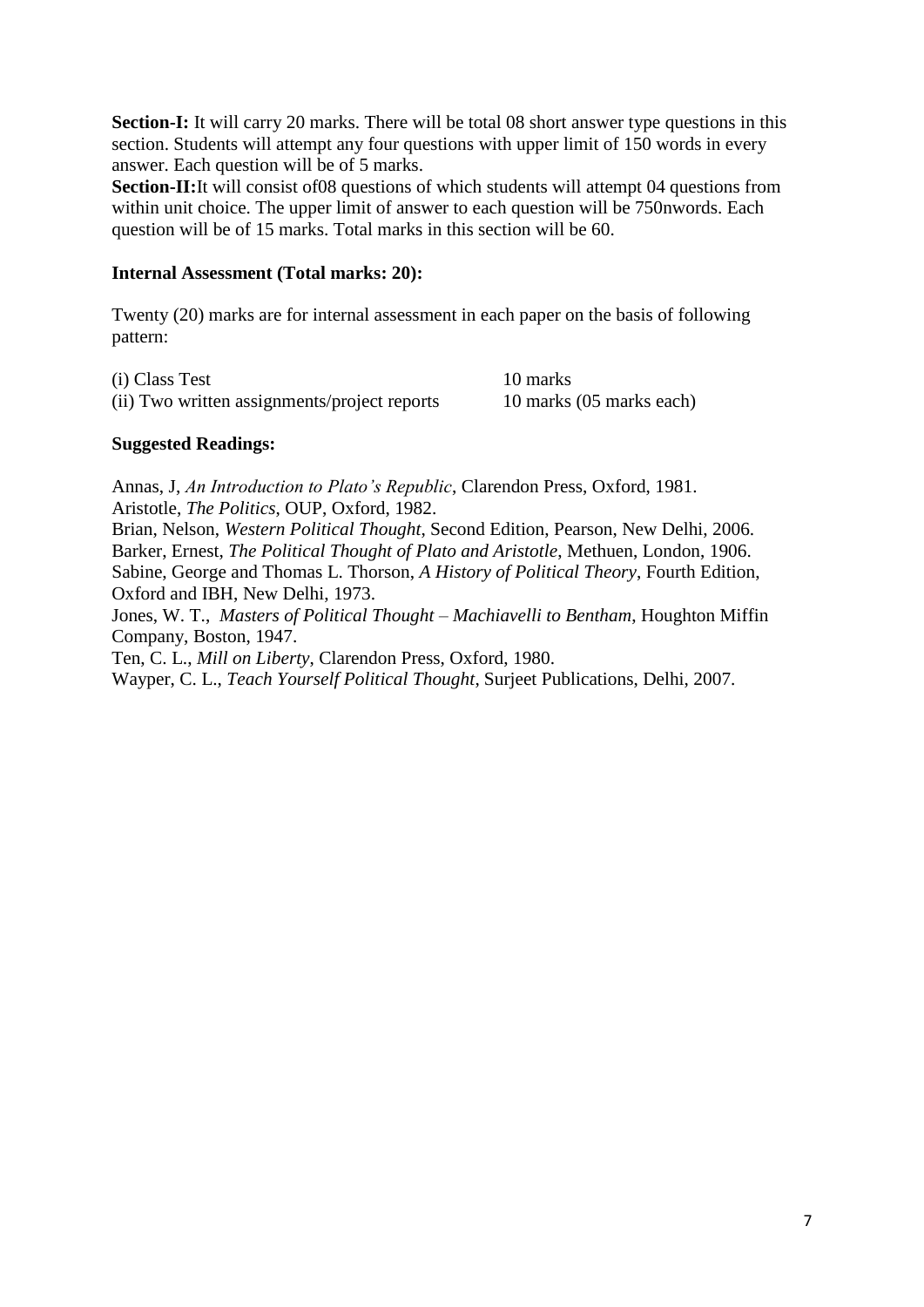**Section-I:** It will carry 20 marks. There will be total 08 short answer type questions in this section. Students will attempt any four questions with upper limit of 150 words in every answer. Each question will be of 5 marks.

**Section-II:**It will consist of08 questions of which students will attempt 04 questions from within unit choice. The upper limit of answer to each question will be 750nwords. Each question will be of 15 marks. Total marks in this section will be 60.

**Internal Assessment (Total marks: 20):**

Twenty (20) marks are for internal assessment in each paper on the basis of following pattern:

| | |
|---|---|
| (i) Class Test | 10 marks |
| (ii) Two written assignments/project reports | 10 marks (05 marks each) |

**Suggested Readings:**

Annas, J, *An Introduction to Plato's Republic*, Clarendon Press, Oxford, 1981.
Aristotle, *The Politics*, OUP, Oxford, 1982.
Brian, Nelson, *Western Political Thought*, Second Edition, Pearson, New Delhi, 2006.
Barker, Ernest, *The Political Thought of Plato and Aristotle*, Methuen, London, 1906.
Sabine, George and Thomas L. Thorson, *A History of Political Theory*, Fourth Edition, Oxford and IBH, New Delhi, 1973.
Jones, W. T., *Masters of Political Thought – Machiavelli to Bentham*, Houghton Miffin Company, Boston, 1947.
Ten, C. L., *Mill on Liberty*, Clarendon Press, Oxford, 1980.
Wayper, C. L., *Teach Yourself Political Thought*, Surjeet Publications, Delhi, 2007.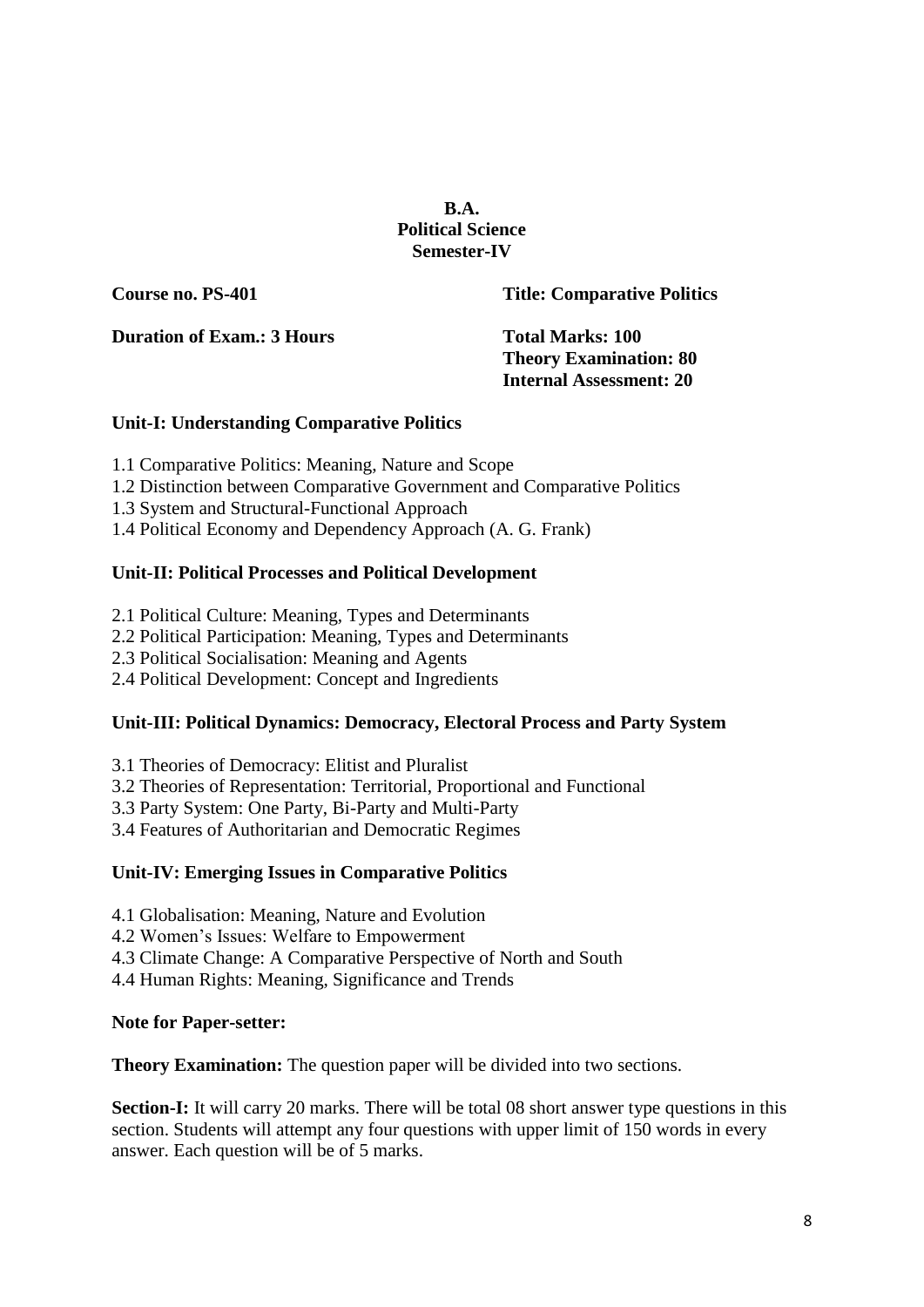**B.A.**
**Political Science**
**Semester-IV**

**Course no. PS-401** **Title: Comparative Politics**

**Duration of Exam.: 3 Hours** **Total Marks: 100**
**Theory Examination: 80**
**Internal Assessment: 20**

**Unit-I: Understanding Comparative Politics**

1.1 Comparative Politics: Meaning, Nature and Scope
1.2 Distinction between Comparative Government and Comparative Politics
1.3 System and Structural-Functional Approach
1.4 Political Economy and Dependency Approach (A. G. Frank)

**Unit-II: Political Processes and Political Development**

2.1 Political Culture: Meaning, Types and Determinants
2.2 Political Participation: Meaning, Types and Determinants
2.3 Political Socialisation: Meaning and Agents
2.4 Political Development: Concept and Ingredients

**Unit-III: Political Dynamics: Democracy, Electoral Process and Party System**

3.1 Theories of Democracy: Elitist and Pluralist
3.2 Theories of Representation: Territorial, Proportional and Functional
3.3 Party System: One Party, Bi-Party and Multi-Party
3.4 Features of Authoritarian and Democratic Regimes

**Unit-IV: Emerging Issues in Comparative Politics**

4.1 Globalisation: Meaning, Nature and Evolution
4.2 Women's Issues: Welfare to Empowerment
4.3 Climate Change: A Comparative Perspective of North and South
4.4 Human Rights: Meaning, Significance and Trends

**Note for Paper-setter:**

**Theory Examination:** The question paper will be divided into two sections.

**Section-I:** It will carry 20 marks. There will be total 08 short answer type questions in this section. Students will attempt any four questions with upper limit of 150 words in every answer. Each question will be of 5 marks.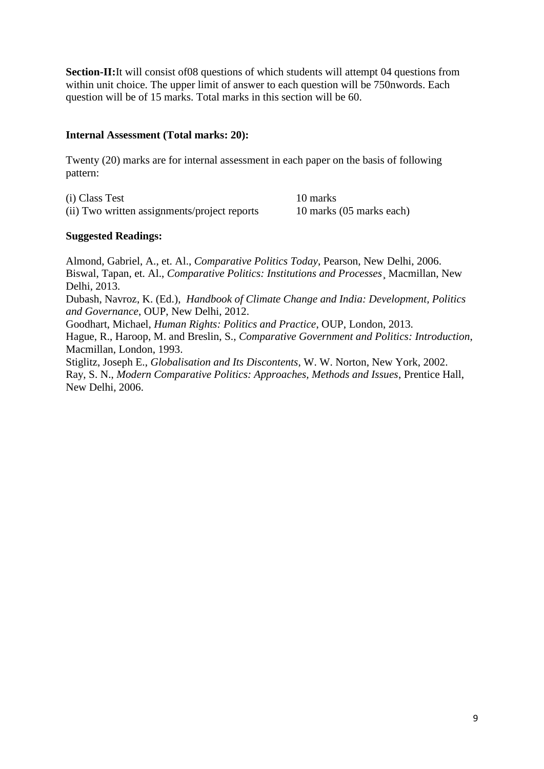**Section-II:**It will consist of08 questions of which students will attempt 04 questions from within unit choice. The upper limit of answer to each question will be 750nwords. Each question will be of 15 marks. Total marks in this section will be 60.

**Internal Assessment (Total marks: 20):**

Twenty (20) marks are for internal assessment in each paper on the basis of following pattern:

| | |
|---|---|
| (i) Class Test | 10 marks |
| (ii) Two written assignments/project reports | 10 marks (05 marks each) |

**Suggested Readings:**

Almond, Gabriel, A., et. Al., *Comparative Politics Today*, Pearson, New Delhi, 2006.
Biswal, Tapan, et. Al., *Comparative Politics: Institutions and Processes*¸ Macmillan, New Delhi, 2013.
Dubash, Navroz, K. (Ed.), *Handbook of Climate Change and India: Development, Politics and Governance*, OUP, New Delhi, 2012.
Goodhart, Michael, *Human Rights: Politics and Practice*, OUP, London, 2013.
Hague, R., Haroop, M. and Breslin, S., *Comparative Government and Politics: Introduction*, Macmillan, London, 1993.
Stiglitz, Joseph E., *Globalisation and Its Discontents*, W. W. Norton, New York, 2002.
Ray, S. N., *Modern Comparative Politics: Approaches, Methods and Issues*, Prentice Hall, New Delhi, 2006.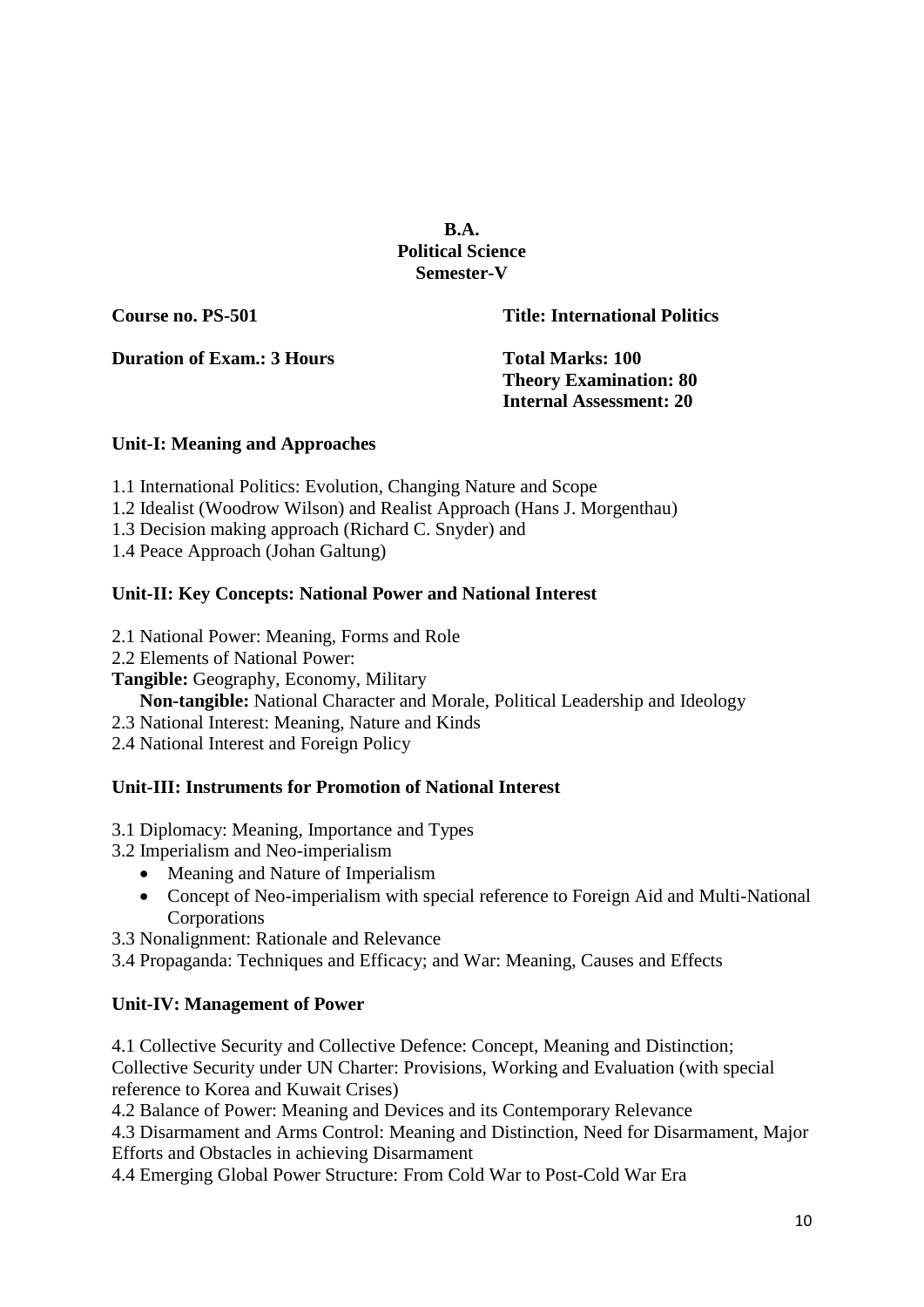**B.A.**
**Political Science**
**Semester-V**

**Course no. PS-501** **Title: International Politics**

**Duration of Exam.: 3 Hours** **Total Marks: 100**
**Theory Examination: 80**
**Internal Assessment: 20**

### Unit-I: Meaning and Approaches

1.1 International Politics: Evolution, Changing Nature and Scope
1.2 Idealist (Woodrow Wilson) and Realist Approach (Hans J. Morgenthau)
1.3 Decision making approach (Richard C. Snyder) and
1.4 Peace Approach (Johan Galtung)

### Unit-II: Key Concepts: National Power and National Interest

2.1 National Power: Meaning, Forms and Role
2.2 Elements of National Power:
**Tangible:** Geography, Economy, Military
**Non-tangible:** National Character and Morale, Political Leadership and Ideology
2.3 National Interest: Meaning, Nature and Kinds
2.4 National Interest and Foreign Policy

### Unit-III: Instruments for Promotion of National Interest

3.1 Diplomacy: Meaning, Importance and Types
3.2 Imperialism and Neo-imperialism
- Meaning and Nature of Imperialism
- Concept of Neo-imperialism with special reference to Foreign Aid and Multi-National Corporations

3.3 Nonalignment: Rationale and Relevance
3.4 Propaganda: Techniques and Efficacy; and War: Meaning, Causes and Effects

### Unit-IV: Management of Power

4.1 Collective Security and Collective Defence: Concept, Meaning and Distinction; Collective Security under UN Charter: Provisions, Working and Evaluation (with special reference to Korea and Kuwait Crises)
4.2 Balance of Power: Meaning and Devices and its Contemporary Relevance
4.3 Disarmament and Arms Control: Meaning and Distinction, Need for Disarmament, Major Efforts and Obstacles in achieving Disarmament
4.4 Emerging Global Power Structure: From Cold War to Post-Cold War Era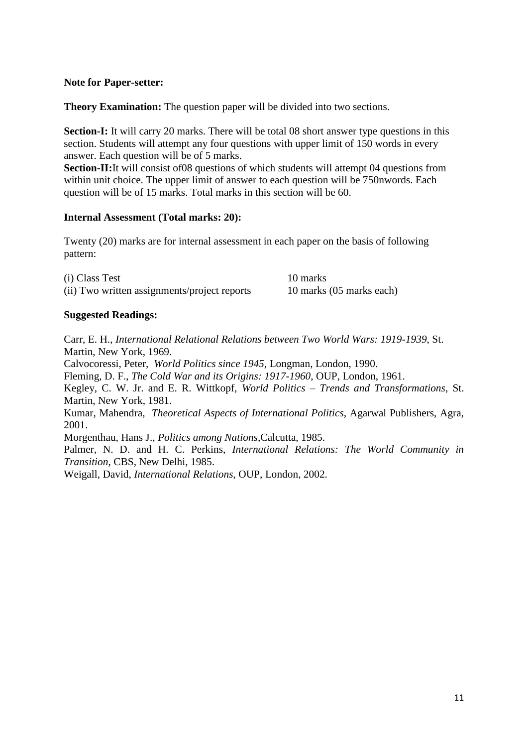**Note for Paper-setter:**

**Theory Examination:** The question paper will be divided into two sections.

**Section-I:** It will carry 20 marks. There will be total 08 short answer type questions in this section. Students will attempt any four questions with upper limit of 150 words in every answer. Each question will be of 5 marks.

**Section-II:**It will consist of08 questions of which students will attempt 04 questions from within unit choice. The upper limit of answer to each question will be 750nwords. Each question will be of 15 marks. Total marks in this section will be 60.

**Internal Assessment (Total marks: 20):**

Twenty (20) marks are for internal assessment in each paper on the basis of following pattern:

| | |
|---|---|
| (i) Class Test | 10 marks |
| (ii) Two written assignments/project reports | 10 marks (05 marks each) |

**Suggested Readings:**

Carr, E. H., *International Relational Relations between Two World Wars: 1919-1939*, St. Martin, New York, 1969.

Calvocoressi, Peter, *World Politics since 1945*, Longman, London, 1990.

Fleming, D. F., *The Cold War and its Origins: 1917-1960*, OUP, London, 1961.

Kegley, C. W. Jr. and E. R. Wittkopf, *World Politics – Trends and Transformations*, St. Martin, New York, 1981.

Kumar, Mahendra, *Theoretical Aspects of International Politics*, Agarwal Publishers, Agra, 2001.

Morgenthau, Hans J., *Politics among Nations*,Calcutta, 1985.

Palmer, N. D. and H. C. Perkins, *International Relations: The World Community in Transition*, CBS, New Delhi, 1985.

Weigall, David, *International Relations*, OUP, London, 2002.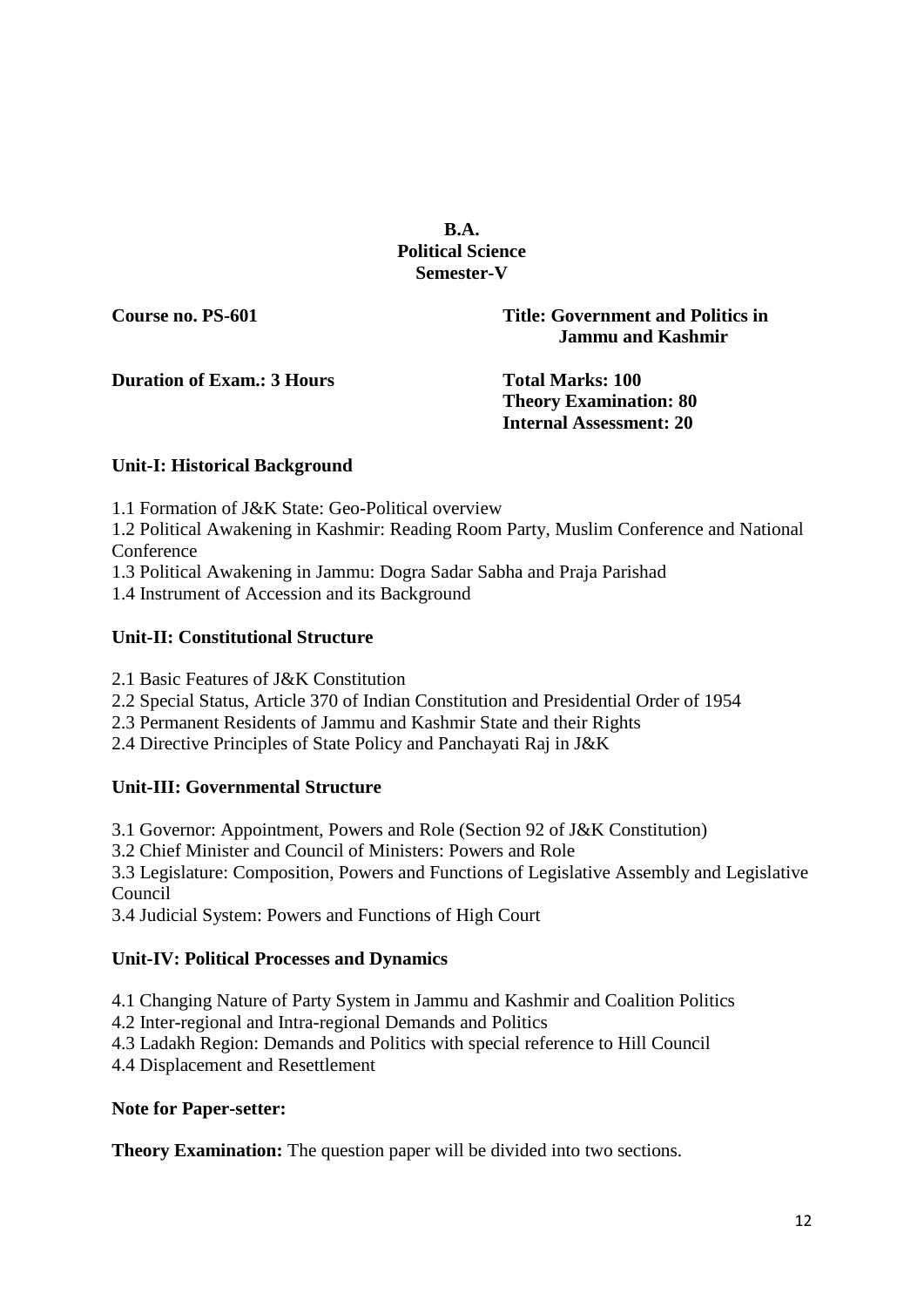**B.A.**
**Political Science**
**Semester-V**

**Course no. PS-601**

**Title: Government and Politics in Jammu and Kashmir**

**Duration of Exam.: 3 Hours**

**Total Marks: 100**
**Theory Examination: 80**
**Internal Assessment: 20**

**Unit-I: Historical Background**

1.1 Formation of J&K State: Geo-Political overview
1.2 Political Awakening in Kashmir: Reading Room Party, Muslim Conference and National Conference
1.3 Political Awakening in Jammu: Dogra Sadar Sabha and Praja Parishad
1.4 Instrument of Accession and its Background

**Unit-II: Constitutional Structure**

2.1 Basic Features of J&K Constitution
2.2 Special Status, Article 370 of Indian Constitution and Presidential Order of 1954
2.3 Permanent Residents of Jammu and Kashmir State and their Rights
2.4 Directive Principles of State Policy and Panchayati Raj in J&K

**Unit-III: Governmental Structure**

3.1 Governor: Appointment, Powers and Role (Section 92 of J&K Constitution)
3.2 Chief Minister and Council of Ministers: Powers and Role
3.3 Legislature: Composition, Powers and Functions of Legislative Assembly and Legislative Council
3.4 Judicial System: Powers and Functions of High Court

**Unit-IV: Political Processes and Dynamics**

4.1 Changing Nature of Party System in Jammu and Kashmir and Coalition Politics
4.2 Inter-regional and Intra-regional Demands and Politics
4.3 Ladakh Region: Demands and Politics with special reference to Hill Council
4.4 Displacement and Resettlement

**Note for Paper-setter:**

**Theory Examination:** The question paper will be divided into two sections.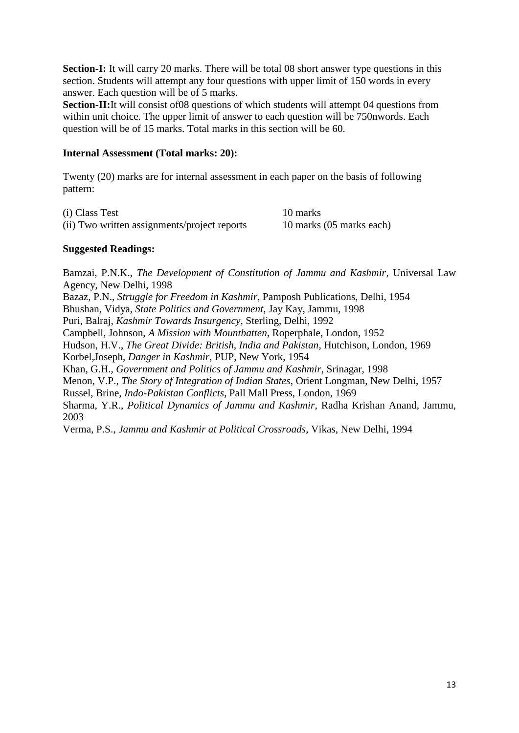**Section-I:** It will carry 20 marks. There will be total 08 short answer type questions in this section. Students will attempt any four questions with upper limit of 150 words in every answer. Each question will be of 5 marks.

**Section-II:**It will consist of08 questions of which students will attempt 04 questions from within unit choice. The upper limit of answer to each question will be 750nwords. Each question will be of 15 marks. Total marks in this section will be 60.

**Internal Assessment (Total marks: 20):**

Twenty (20) marks are for internal assessment in each paper on the basis of following pattern:

| | |
|---|---|
| (i) Class Test | 10 marks |
| (ii) Two written assignments/project reports | 10 marks (05 marks each) |

**Suggested Readings:**

Bamzai, P.N.K., *The Development of Constitution of Jammu and Kashmir*, Universal Law Agency, New Delhi, 1998

Bazaz, P.N., *Struggle for Freedom in Kashmir*, Pamposh Publications, Delhi, 1954

Bhushan, Vidya, *State Politics and Government*, Jay Kay, Jammu, 1998

Puri, Balraj, *Kashmir Towards Insurgency*, Sterling, Delhi, 1992

Campbell, Johnson, *A Mission with Mountbatten*, Roperphale, London, 1952

Hudson, H.V., *The Great Divide: British, India and Pakistan*, Hutchison, London, 1969

Korbel,Joseph, *Danger in Kashmir*, PUP, New York, 1954

Khan, G.H., *Government and Politics of Jammu and Kashmir*, Srinagar, 1998

Menon, V.P., *The Story of Integration of Indian States*, Orient Longman, New Delhi, 1957

Russel, Brine, *Indo-Pakistan Conflicts*, Pall Mall Press, London, 1969

Sharma, Y.R., *Political Dynamics of Jammu and Kashmir*, Radha Krishan Anand, Jammu, 2003

Verma, P.S., *Jammu and Kashmir at Political Crossroads*, Vikas, New Delhi, 1994